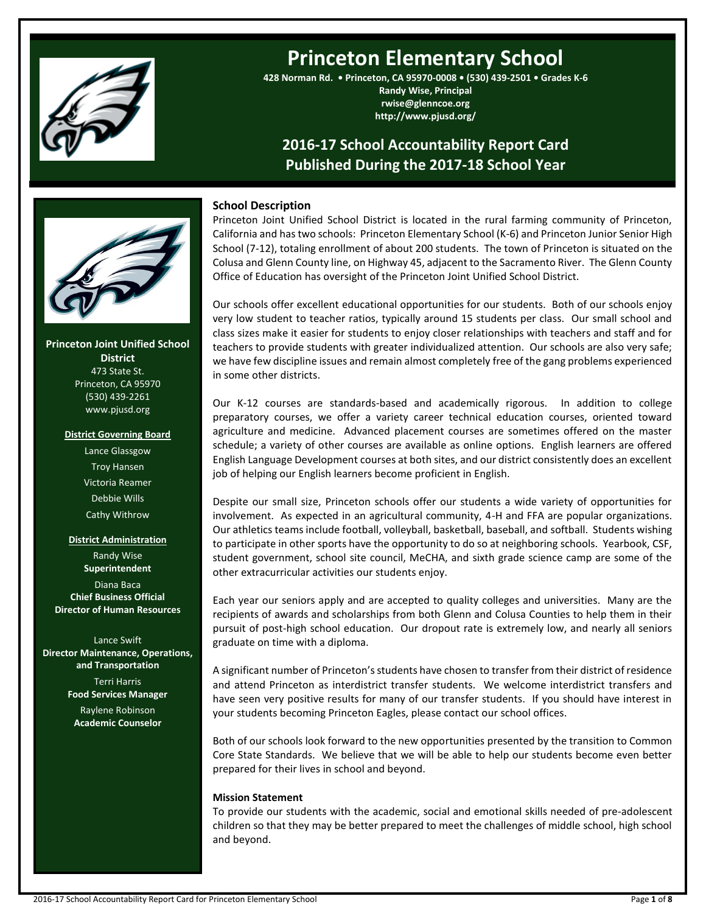# Princeton Elementary School

**428 Norman Rd. • Princeton, CA 95970-0008 • (530) 439-2501 • Grades K-6**
**Randy Wise, Principal**
**rwise@glenncoe.org**
**http://www.pjusd.org/**

## 2016-17 School Accountability Report Card
## Published During the 2017-18 School Year

**Princeton Joint Unified School District**
473 State St.
Princeton, CA 95970
(530) 439-2261
www.pjusd.org

**District Governing Board**

Lance Glassgow
Troy Hansen
Victoria Reamer
Debbie Wills
Cathy Withrow

**District Administration**

Randy Wise
**Superintendent**

Diana Baca
**Chief Business Official**
**Director of Human Resources**

Lance Swift
**Director Maintenance, Operations, and Transportation**

Terri Harris
**Food Services Manager**

Raylene Robinson
**Academic Counselor**

### School Description

Princeton Joint Unified School District is located in the rural farming community of Princeton, California and has two schools: Princeton Elementary School (K-6) and Princeton Junior Senior High School (7-12), totaling enrollment of about 200 students. The town of Princeton is situated on the Colusa and Glenn County line, on Highway 45, adjacent to the Sacramento River. The Glenn County Office of Education has oversight of the Princeton Joint Unified School District.

Our schools offer excellent educational opportunities for our students. Both of our schools enjoy very low student to teacher ratios, typically around 15 students per class. Our small school and class sizes make it easier for students to enjoy closer relationships with teachers and staff and for teachers to provide students with greater individualized attention. Our schools are also very safe; we have few discipline issues and remain almost completely free of the gang problems experienced in some other districts.

Our K-12 courses are standards-based and academically rigorous. In addition to college preparatory courses, we offer a variety career technical education courses, oriented toward agriculture and medicine. Advanced placement courses are sometimes offered on the master schedule; a variety of other courses are available as online options. English learners are offered English Language Development courses at both sites, and our district consistently does an excellent job of helping our English learners become proficient in English.

Despite our small size, Princeton schools offer our students a wide variety of opportunities for involvement. As expected in an agricultural community, 4-H and FFA are popular organizations. Our athletics teams include football, volleyball, basketball, baseball, and softball. Students wishing to participate in other sports have the opportunity to do so at neighboring schools. Yearbook, CSF, student government, school site council, MeCHA, and sixth grade science camp are some of the other extracurricular activities our students enjoy.

Each year our seniors apply and are accepted to quality colleges and universities. Many are the recipients of awards and scholarships from both Glenn and Colusa Counties to help them in their pursuit of post-high school education. Our dropout rate is extremely low, and nearly all seniors graduate on time with a diploma.

A significant number of Princeton's students have chosen to transfer from their district of residence and attend Princeton as interdistrict transfer students. We welcome interdistrict transfers and have seen very positive results for many of our transfer students. If you should have interest in your students becoming Princeton Eagles, please contact our school offices.

Both of our schools look forward to the new opportunities presented by the transition to Common Core State Standards. We believe that we will be able to help our students become even better prepared for their lives in school and beyond.

#### Mission Statement

To provide our students with the academic, social and emotional skills needed of pre-adolescent children so that they may be better prepared to meet the challenges of middle school, high school and beyond.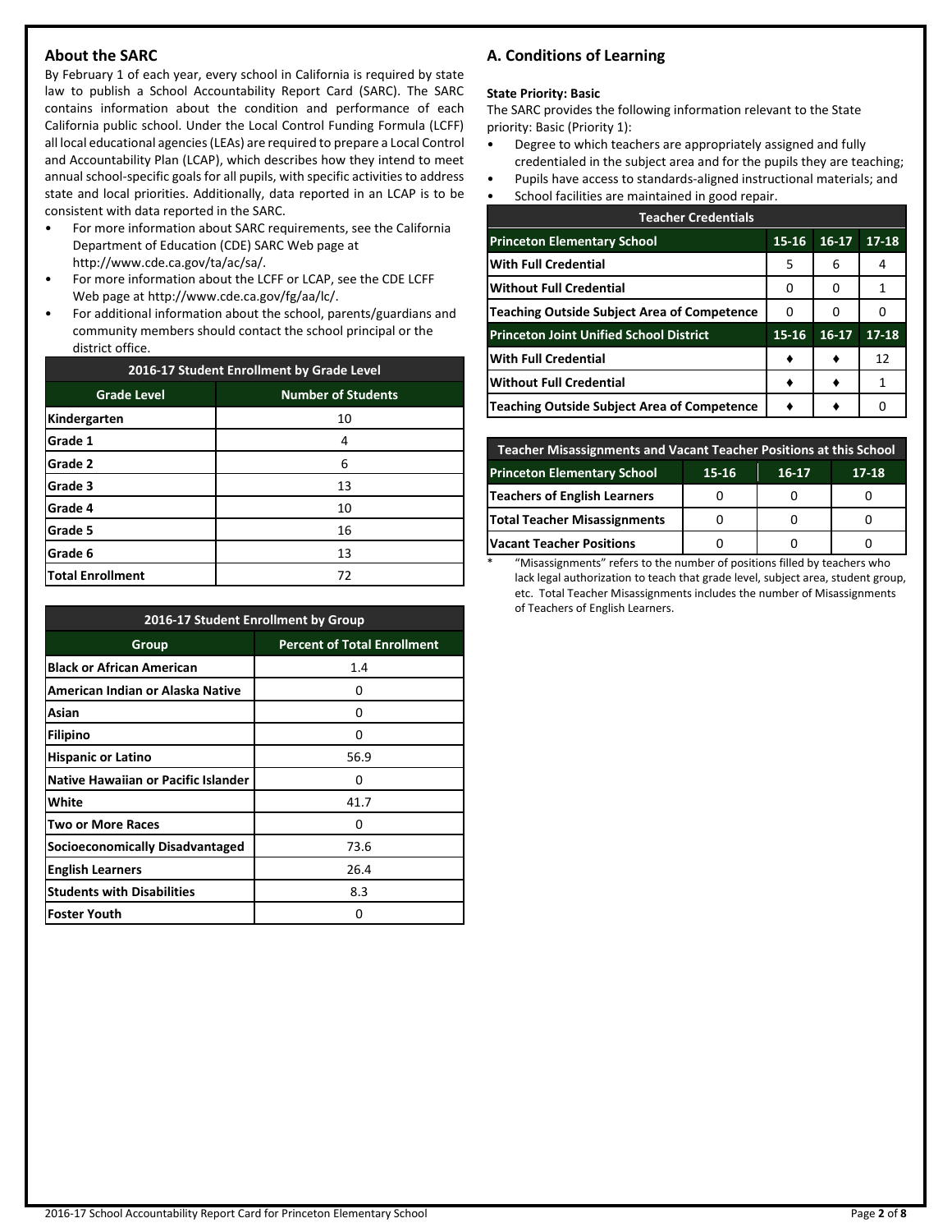## About the SARC

By February 1 of each year, every school in California is required by state law to publish a School Accountability Report Card (SARC). The SARC contains information about the condition and performance of each California public school. Under the Local Control Funding Formula (LCFF) all local educational agencies (LEAs) are required to prepare a Local Control and Accountability Plan (LCAP), which describes how they intend to meet annual school-specific goals for all pupils, with specific activities to address state and local priorities. Additionally, data reported in an LCAP is to be consistent with data reported in the SARC.

- For more information about SARC requirements, see the California Department of Education (CDE) SARC Web page at http://www.cde.ca.gov/ta/ac/sa/.
- For more information about the LCFF or LCAP, see the CDE LCFF Web page at http://www.cde.ca.gov/fg/aa/lc/.
- For additional information about the school, parents/guardians and community members should contact the school principal or the district office.

| 2016-17 Student Enrollment by Grade Level | |
|---|---|
| **Grade Level** | **Number of Students** |
| Kindergarten | 10 |
| Grade 1 | 4 |
| Grade 2 | 6 |
| Grade 3 | 13 |
| Grade 4 | 10 |
| Grade 5 | 16 |
| Grade 6 | 13 |
| Total Enrollment | 72 |

| 2016-17 Student Enrollment by Group | |
|---|---|
| **Group** | **Percent of Total Enrollment** |
| Black or African American | 1.4 |
| American Indian or Alaska Native | 0 |
| Asian | 0 |
| Filipino | 0 |
| Hispanic or Latino | 56.9 |
| Native Hawaiian or Pacific Islander | 0 |
| White | 41.7 |
| Two or More Races | 0 |
| Socioeconomically Disadvantaged | 73.6 |
| English Learners | 26.4 |
| Students with Disabilities | 8.3 |
| Foster Youth | 0 |

## A. Conditions of Learning

**State Priority: Basic**

The SARC provides the following information relevant to the State priority: Basic (Priority 1):

- Degree to which teachers are appropriately assigned and fully credentialed in the subject area and for the pupils they are teaching;
- Pupils have access to standards-aligned instructional materials; and
- School facilities are maintained in good repair.

| Teacher Credentials | | | |
|---|---|---|---|
| **Princeton Elementary School** | **15-16** | **16-17** | **17-18** |
| With Full Credential | 5 | 6 | 4 |
| Without Full Credential | 0 | 0 | 1 |
| Teaching Outside Subject Area of Competence | 0 | 0 | 0 |
| **Princeton Joint Unified School District** | **15-16** | **16-17** | **17-18** |
| With Full Credential | ♦ | ♦ | 12 |
| Without Full Credential | ♦ | ♦ | 1 |
| Teaching Outside Subject Area of Competence | ♦ | ♦ | 0 |

| Teacher Misassignments and Vacant Teacher Positions at this School | | | |
|---|---|---|---|
| **Princeton Elementary School** | **15-16** | **16-17** | **17-18** |
| Teachers of English Learners | 0 | 0 | 0 |
| Total Teacher Misassignments | 0 | 0 | 0 |
| Vacant Teacher Positions | 0 | 0 | 0 |

\* "Misassignments" refers to the number of positions filled by teachers who lack legal authorization to teach that grade level, subject area, student group, etc. Total Teacher Misassignments includes the number of Misassignments of Teachers of English Learners.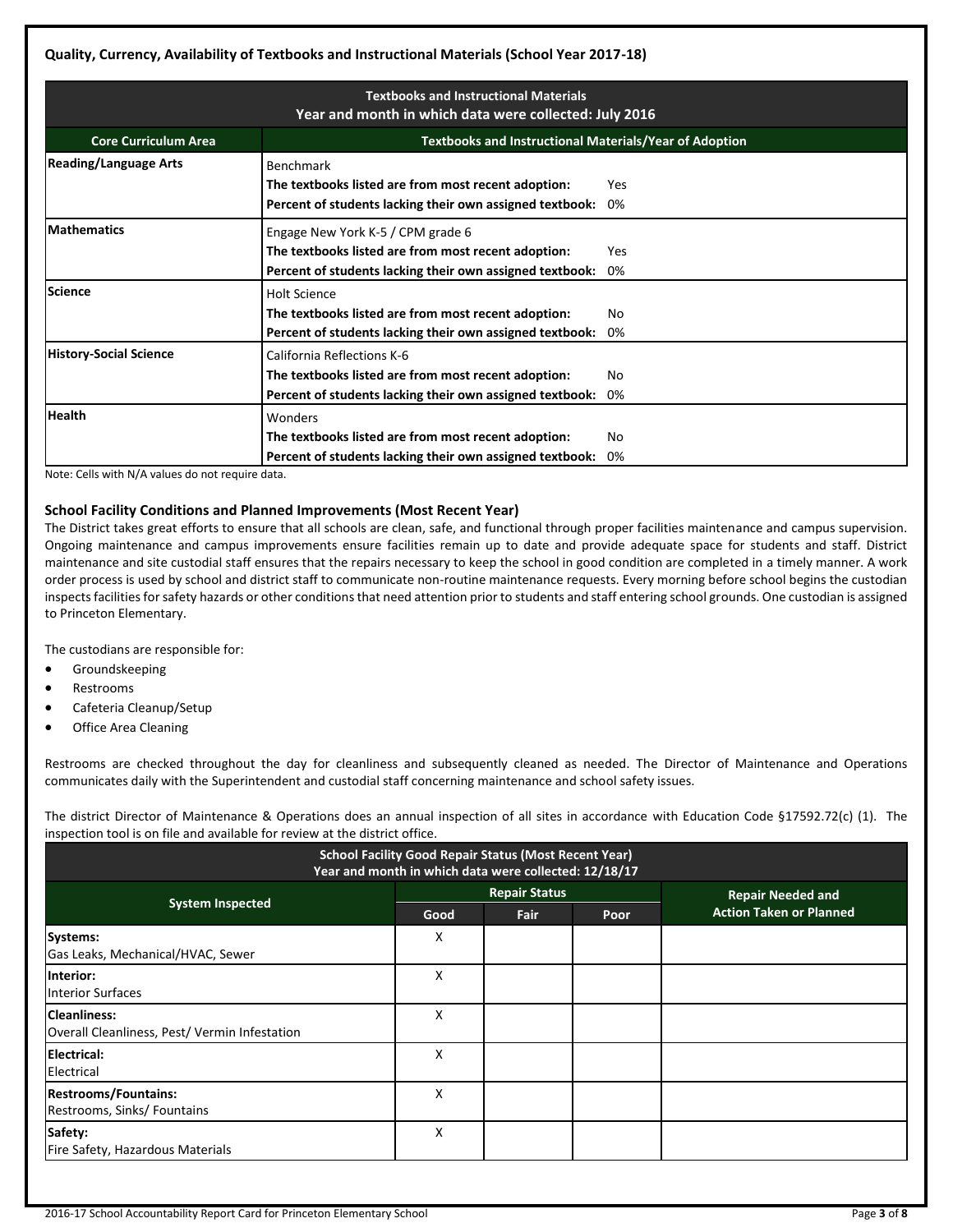## Quality, Currency, Availability of Textbooks and Instructional Materials (School Year 2017-18)

| Textbooks and Instructional Materials<br>Year and month in which data were collected: July 2016 | |
|---|---|
| **Core Curriculum Area** | **Textbooks and Instructional Materials/Year of Adoption** |
| **Reading/Language Arts** | Benchmark<br>**The textbooks listed are from most recent adoption:** Yes<br>**Percent of students lacking their own assigned textbook:** 0% |
| **Mathematics** | Engage New York K-5 / CPM grade 6<br>**The textbooks listed are from most recent adoption:** Yes<br>**Percent of students lacking their own assigned textbook:** 0% |
| **Science** | Holt Science<br>**The textbooks listed are from most recent adoption:** No<br>**Percent of students lacking their own assigned textbook:** 0% |
| **History-Social Science** | California Reflections K-6<br>**The textbooks listed are from most recent adoption:** No<br>**Percent of students lacking their own assigned textbook:** 0% |
| **Health** | Wonders<br>**The textbooks listed are from most recent adoption:** No<br>**Percent of students lacking their own assigned textbook:** 0% |

Note: Cells with N/A values do not require data.

### School Facility Conditions and Planned Improvements (Most Recent Year)

The District takes great efforts to ensure that all schools are clean, safe, and functional through proper facilities maintenance and campus supervision. Ongoing maintenance and campus improvements ensure facilities remain up to date and provide adequate space for students and staff. District maintenance and site custodial staff ensures that the repairs necessary to keep the school in good condition are completed in a timely manner. A work order process is used by school and district staff to communicate non-routine maintenance requests. Every morning before school begins the custodian inspects facilities for safety hazards or other conditions that need attention prior to students and staff entering school grounds. One custodian is assigned to Princeton Elementary.

The custodians are responsible for:

- Groundskeeping
- Restrooms
- Cafeteria Cleanup/Setup
- Office Area Cleaning

Restrooms are checked throughout the day for cleanliness and subsequently cleaned as needed. The Director of Maintenance and Operations communicates daily with the Superintendent and custodial staff concerning maintenance and school safety issues.

The district Director of Maintenance & Operations does an annual inspection of all sites in accordance with Education Code §17592.72(c) (1). The inspection tool is on file and available for review at the district office.

| School Facility Good Repair Status (Most Recent Year)<br>Year and month in which data were collected: 12/18/17 | | | | |
|---|---|---|---|---|
| **System Inspected** | **Repair Status** | | | **Repair Needed and Action Taken or Planned** |
| | **Good** | **Fair** | **Poor** | |
| **Systems:**<br>Gas Leaks, Mechanical/HVAC, Sewer | X | | | |
| **Interior:**<br>Interior Surfaces | X | | | |
| **Cleanliness:**<br>Overall Cleanliness, Pest/ Vermin Infestation | X | | | |
| **Electrical:**<br>Electrical | X | | | |
| **Restrooms/Fountains:**<br>Restrooms, Sinks/ Fountains | X | | | |
| **Safety:**<br>Fire Safety, Hazardous Materials | X | | | |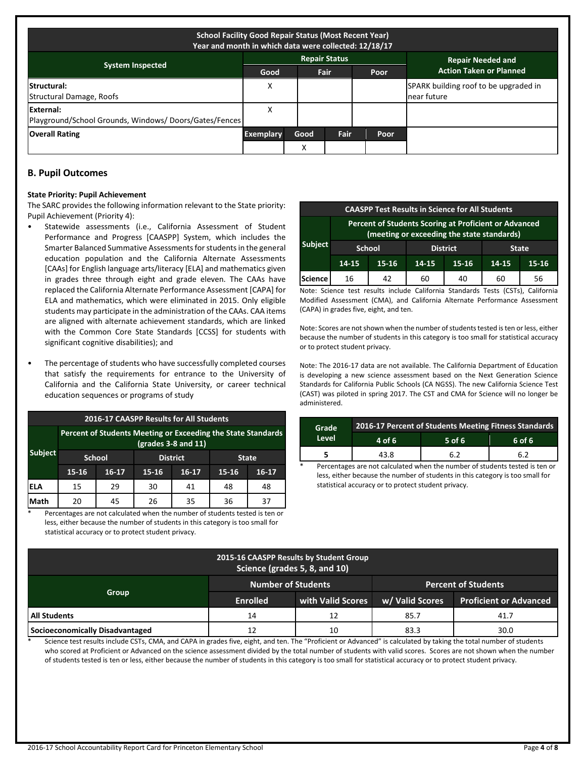| School Facility Good Repair Status (Most Recent Year) Year and month in which data were collected: 12/18/17 | | | | | |
|---|---|---|---|---|---|
| System Inspected | Repair Status | | | | Repair Needed and Action Taken or Planned |
| | Good | Fair | | Poor | |
| Structural: Structural Damage, Roofs | X | | | | SPARK building roof to be upgraded in near future |
| External: Playground/School Grounds, Windows/ Doors/Gates/Fences | X | | | | |
| Overall Rating | Exemplary | Good | Fair | Poor | |
| | | X | | | |

## B. Pupil Outcomes

**State Priority: Pupil Achievement**

The SARC provides the following information relevant to the State priority: Pupil Achievement (Priority 4):

- Statewide assessments (i.e., California Assessment of Student Performance and Progress [CAASPP] System, which includes the Smarter Balanced Summative Assessments for students in the general education population and the California Alternate Assessments [CAAs] for English language arts/literacy [ELA] and mathematics given in grades three through eight and grade eleven. The CAAs have replaced the California Alternate Performance Assessment [CAPA] for ELA and mathematics, which were eliminated in 2015. Only eligible students may participate in the administration of the CAAs. CAA items are aligned with alternate achievement standards, which are linked with the Common Core State Standards [CCSS] for students with significant cognitive disabilities); and
- The percentage of students who have successfully completed courses that satisfy the requirements for entrance to the University of California and the California State University, or career technical education sequences or programs of study

| 2016-17 CAASPP Results for All Students | | | | | | |
|---|---|---|---|---|---|---|
| Subject | Percent of Students Meeting or Exceeding the State Standards (grades 3-8 and 11) | | | | | |
| | School | | District | | State | |
| | 15-16 | 16-17 | 15-16 | 16-17 | 15-16 | 16-17 |
| ELA | 15 | 29 | 30 | 41 | 48 | 48 |
| Math | 20 | 45 | 26 | 35 | 36 | 37 |

* Percentages are not calculated when the number of students tested is ten or less, either because the number of students in this category is too small for statistical accuracy or to protect student privacy.

| CAASPP Test Results in Science for All Students | | | | | | |
|---|---|---|---|---|---|---|
| Subject | Percent of Students Scoring at Proficient or Advanced (meeting or exceeding the state standards) | | | | | |
| | School | | District | | State | |
| | 14-15 | 15-16 | 14-15 | 15-16 | 14-15 | 15-16 |
| Science | 16 | 42 | 60 | 40 | 60 | 56 |

Note: Science test results include California Standards Tests (CSTs), California Modified Assessment (CMA), and California Alternate Performance Assessment (CAPA) in grades five, eight, and ten.

Note: Scores are not shown when the number of students tested is ten or less, either because the number of students in this category is too small for statistical accuracy or to protect student privacy.

Note: The 2016-17 data are not available. The California Department of Education is developing a new science assessment based on the Next Generation Science Standards for California Public Schools (CA NGSS). The new California Science Test (CAST) was piloted in spring 2017. The CST and CMA for Science will no longer be administered.

| Grade Level | 2016-17 Percent of Students Meeting Fitness Standards | | |
|---|---|---|---|
| | 4 of 6 | 5 of 6 | 6 of 6 |
| 5 | 43.8 | 6.2 | 6.2 |

* Percentages are not calculated when the number of students tested is ten or less, either because the number of students in this category is too small for statistical accuracy or to protect student privacy.

| 2015-16 CAASPP Results by Student Group Science (grades 5, 8, and 10) | | | | |
|---|---|---|---|---|
| Group | Number of Students | | Percent of Students | |
| | Enrolled | with Valid Scores | w/ Valid Scores | Proficient or Advanced |
| All Students | 14 | 12 | 85.7 | 41.7 |
| Socioeconomically Disadvantaged | 12 | 10 | 83.3 | 30.0 |

* Science test results include CSTs, CMA, and CAPA in grades five, eight, and ten. The "Proficient or Advanced" is calculated by taking the total number of students who scored at Proficient or Advanced on the science assessment divided by the total number of students with valid scores. Scores are not shown when the number of students tested is ten or less, either because the number of students in this category is too small for statistical accuracy or to protect student privacy.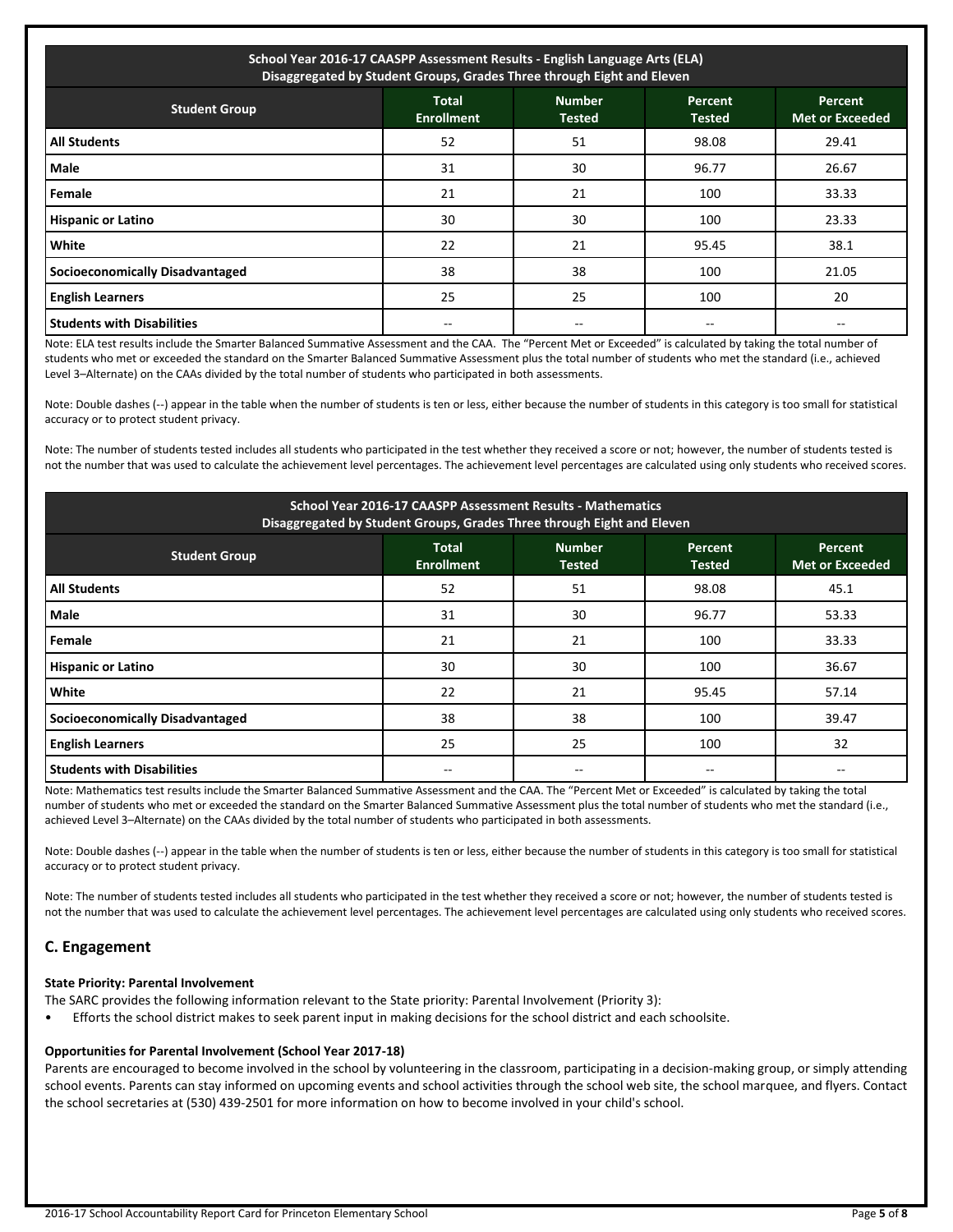| School Year 2016-17 CAASPP Assessment Results - English Language Arts (ELA) Disaggregated by Student Groups, Grades Three through Eight and Eleven | | | | |
|---|---|---|---|---|
| **Student Group** | **Total Enrollment** | **Number Tested** | **Percent Tested** | **Percent Met or Exceeded** |
| **All Students** | 52 | 51 | 98.08 | 29.41 |
| **Male** | 31 | 30 | 96.77 | 26.67 |
| **Female** | 21 | 21 | 100 | 33.33 |
| **Hispanic or Latino** | 30 | 30 | 100 | 23.33 |
| **White** | 22 | 21 | 95.45 | 38.1 |
| **Socioeconomically Disadvantaged** | 38 | 38 | 100 | 21.05 |
| **English Learners** | 25 | 25 | 100 | 20 |
| **Students with Disabilities** | -- | -- | -- | -- |

Note: ELA test results include the Smarter Balanced Summative Assessment and the CAA. The "Percent Met or Exceeded" is calculated by taking the total number of students who met or exceeded the standard on the Smarter Balanced Summative Assessment plus the total number of students who met the standard (i.e., achieved Level 3–Alternate) on the CAAs divided by the total number of students who participated in both assessments.

Note: Double dashes (--) appear in the table when the number of students is ten or less, either because the number of students in this category is too small for statistical accuracy or to protect student privacy.

Note: The number of students tested includes all students who participated in the test whether they received a score or not; however, the number of students tested is not the number that was used to calculate the achievement level percentages. The achievement level percentages are calculated using only students who received scores.

| School Year 2016-17 CAASPP Assessment Results - Mathematics Disaggregated by Student Groups, Grades Three through Eight and Eleven | | | | |
|---|---|---|---|---|
| **Student Group** | **Total Enrollment** | **Number Tested** | **Percent Tested** | **Percent Met or Exceeded** |
| **All Students** | 52 | 51 | 98.08 | 45.1 |
| **Male** | 31 | 30 | 96.77 | 53.33 |
| **Female** | 21 | 21 | 100 | 33.33 |
| **Hispanic or Latino** | 30 | 30 | 100 | 36.67 |
| **White** | 22 | 21 | 95.45 | 57.14 |
| **Socioeconomically Disadvantaged** | 38 | 38 | 100 | 39.47 |
| **English Learners** | 25 | 25 | 100 | 32 |
| **Students with Disabilities** | -- | -- | -- | -- |

Note: Mathematics test results include the Smarter Balanced Summative Assessment and the CAA. The "Percent Met or Exceeded" is calculated by taking the total number of students who met or exceeded the standard on the Smarter Balanced Summative Assessment plus the total number of students who met the standard (i.e., achieved Level 3–Alternate) on the CAAs divided by the total number of students who participated in both assessments.

Note: Double dashes (--) appear in the table when the number of students is ten or less, either because the number of students in this category is too small for statistical accuracy or to protect student privacy.

Note: The number of students tested includes all students who participated in the test whether they received a score or not; however, the number of students tested is not the number that was used to calculate the achievement level percentages. The achievement level percentages are calculated using only students who received scores.

## C. Engagement

### State Priority: Parental Involvement

The SARC provides the following information relevant to the State priority: Parental Involvement (Priority 3):

- Efforts the school district makes to seek parent input in making decisions for the school district and each schoolsite.

### Opportunities for Parental Involvement (School Year 2017-18)

Parents are encouraged to become involved in the school by volunteering in the classroom, participating in a decision-making group, or simply attending school events. Parents can stay informed on upcoming events and school activities through the school web site, the school marquee, and flyers. Contact the school secretaries at (530) 439-2501 for more information on how to become involved in your child's school.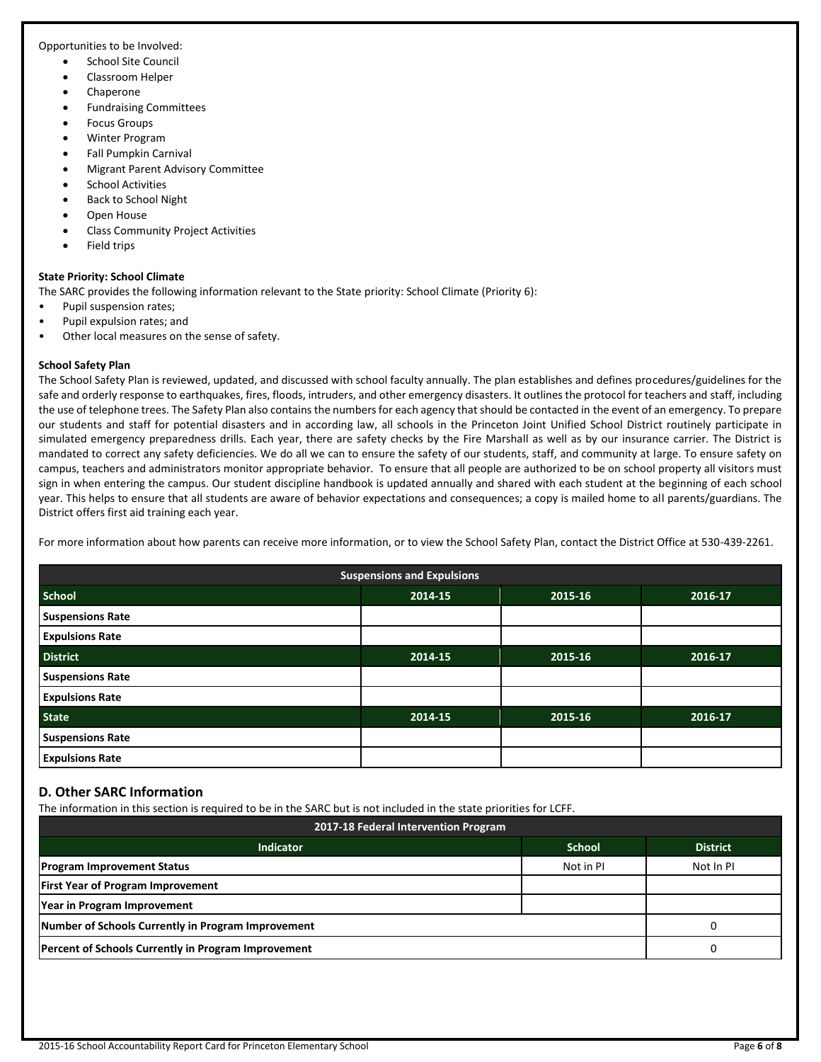Opportunities to be Involved:

- School Site Council
- Classroom Helper
- Chaperone
- Fundraising Committees
- Focus Groups
- Winter Program
- Fall Pumpkin Carnival
- Migrant Parent Advisory Committee
- School Activities
- Back to School Night
- Open House
- Class Community Project Activities
- Field trips

**State Priority: School Climate**

The SARC provides the following information relevant to the State priority: School Climate (Priority 6):

- Pupil suspension rates;
- Pupil expulsion rates; and
- Other local measures on the sense of safety.

**School Safety Plan**

The School Safety Plan is reviewed, updated, and discussed with school faculty annually. The plan establishes and defines procedures/guidelines for the safe and orderly response to earthquakes, fires, floods, intruders, and other emergency disasters. It outlines the protocol for teachers and staff, including the use of telephone trees. The Safety Plan also contains the numbers for each agency that should be contacted in the event of an emergency. To prepare our students and staff for potential disasters and in according law, all schools in the Princeton Joint Unified School District routinely participate in simulated emergency preparedness drills. Each year, there are safety checks by the Fire Marshall as well as by our insurance carrier. The District is mandated to correct any safety deficiencies. We do all we can to ensure the safety of our students, staff, and community at large. To ensure safety on campus, teachers and administrators monitor appropriate behavior. To ensure that all people are authorized to be on school property all visitors must sign in when entering the campus. Our student discipline handbook is updated annually and shared with each student at the beginning of each school year. This helps to ensure that all students are aware of behavior expectations and consequences; a copy is mailed home to all parents/guardians. The District offers first aid training each year.

For more information about how parents can receive more information, or to view the School Safety Plan, contact the District Office at 530-439-2261.

| Suspensions and Expulsions | | | |
|---|---|---|---|
| **School** | **2014-15** | **2015-16** | **2016-17** |
| **Suspensions Rate** | | | |
| **Expulsions Rate** | | | |
| **District** | **2014-15** | **2015-16** | **2016-17** |
| **Suspensions Rate** | | | |
| **Expulsions Rate** | | | |
| **State** | **2014-15** | **2015-16** | **2016-17** |
| **Suspensions Rate** | | | |
| **Expulsions Rate** | | | |

## D. Other SARC Information

The information in this section is required to be in the SARC but is not included in the state priorities for LCFF.

| 2017-18 Federal Intervention Program | | |
|---|---|---|
| **Indicator** | **School** | **District** |
| **Program Improvement Status** | Not in PI | Not In PI |
| **First Year of Program Improvement** | | |
| **Year in Program Improvement** | | |
| **Number of Schools Currently in Program Improvement** | | 0 |
| **Percent of Schools Currently in Program Improvement** | | 0 |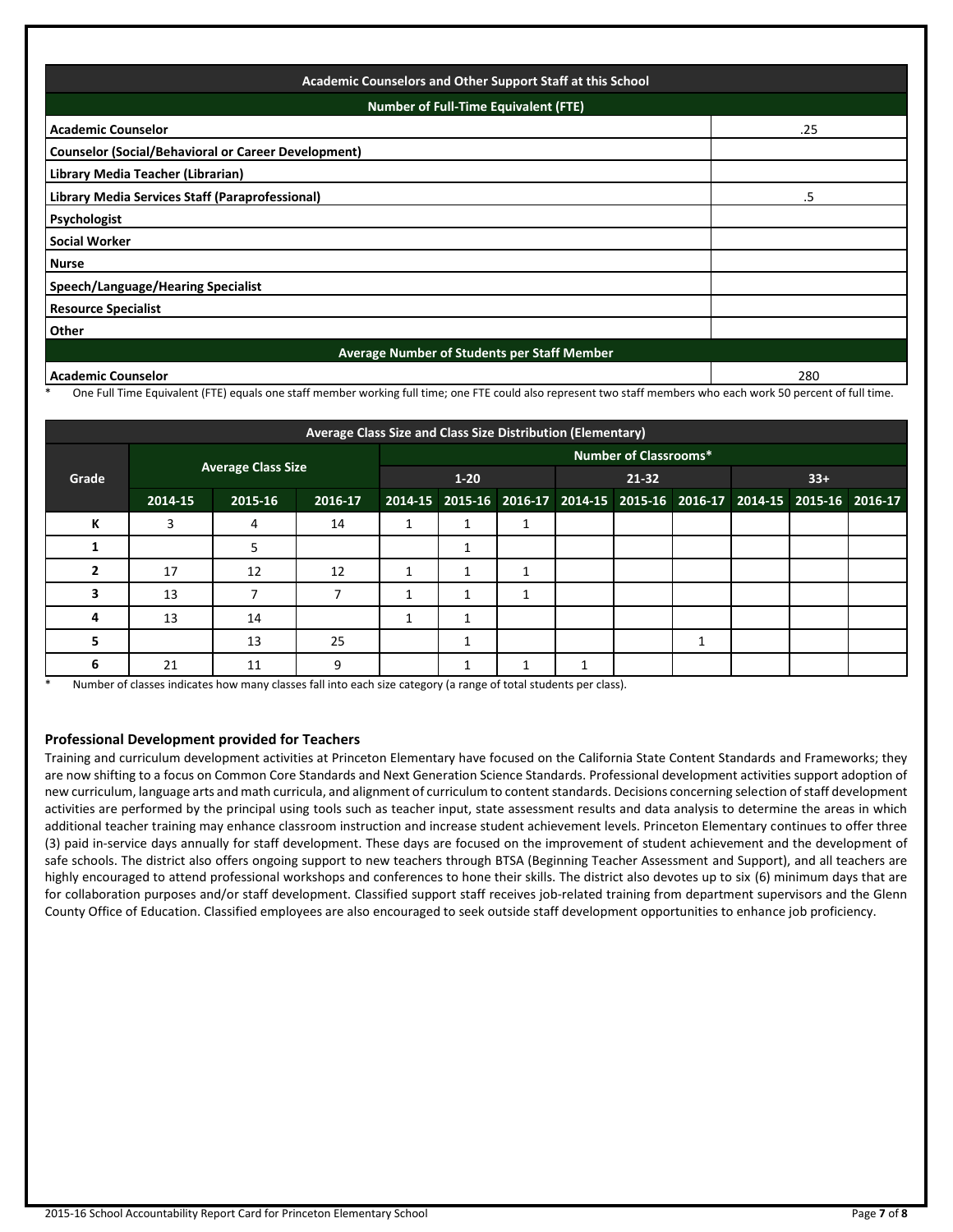| Academic Counselors and Other Support Staff at this School | |
|---|---|
| **Number of Full-Time Equivalent (FTE)** | |
| **Academic Counselor** | .25 |
| **Counselor (Social/Behavioral or Career Development)** | |
| **Library Media Teacher (Librarian)** | |
| **Library Media Services Staff (Paraprofessional)** | .5 |
| **Psychologist** | |
| **Social Worker** | |
| **Nurse** | |
| **Speech/Language/Hearing Specialist** | |
| **Resource Specialist** | |
| **Other** | |
| **Average Number of Students per Staff Member** | |
| **Academic Counselor** | 280 |

\* One Full Time Equivalent (FTE) equals one staff member working full time; one FTE could also represent two staff members who each work 50 percent of full time.

| Average Class Size and Class Size Distribution (Elementary) | | | | | | | | | | | | |
|---|---|---|---|---|---|---|---|---|---|---|---|---|
| **Grade** | **Average Class Size** | | | **Number of Classrooms\*** | | | | | | | | |
| | | | | **1-20** | | | **21-32** | | | **33+** | | |
| | **2014-15** | **2015-16** | **2016-17** | **2014-15** | **2015-16** | **2016-17** | **2014-15** | **2015-16** | **2016-17** | **2014-15** | **2015-16** | **2016-17** |
| **K** | 3 | 4 | 14 | 1 | 1 | 1 | | | | | | |
| **1** | | 5 | | | 1 | | | | | | | |
| **2** | 17 | 12 | 12 | 1 | 1 | 1 | | | | | | |
| **3** | 13 | 7 | 7 | 1 | 1 | 1 | | | | | | |
| **4** | 13 | 14 | | 1 | 1 | | | | | | | |
| **5** | | 13 | 25 | | 1 | | | | 1 | | | |
| **6** | 21 | 11 | 9 | | 1 | 1 | 1 | | | | | |

\* Number of classes indicates how many classes fall into each size category (a range of total students per class).

### Professional Development provided for Teachers

Training and curriculum development activities at Princeton Elementary have focused on the California State Content Standards and Frameworks; they are now shifting to a focus on Common Core Standards and Next Generation Science Standards. Professional development activities support adoption of new curriculum, language arts and math curricula, and alignment of curriculum to content standards. Decisions concerning selection of staff development activities are performed by the principal using tools such as teacher input, state assessment results and data analysis to determine the areas in which additional teacher training may enhance classroom instruction and increase student achievement levels. Princeton Elementary continues to offer three (3) paid in-service days annually for staff development. These days are focused on the improvement of student achievement and the development of safe schools. The district also offers ongoing support to new teachers through BTSA (Beginning Teacher Assessment and Support), and all teachers are highly encouraged to attend professional workshops and conferences to hone their skills. The district also devotes up to six (6) minimum days that are for collaboration purposes and/or staff development. Classified support staff receives job-related training from department supervisors and the Glenn County Office of Education. Classified employees are also encouraged to seek outside staff development opportunities to enhance job proficiency.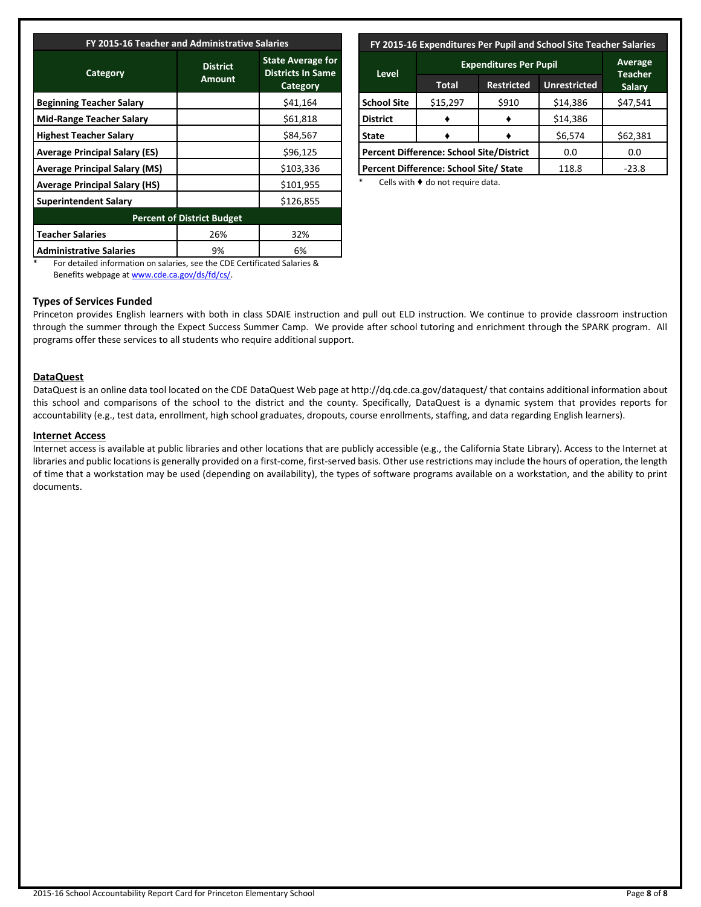| FY 2015-16 Teacher and Administrative Salaries | | |
|---|---|---|
| **Category** | **District Amount** | **State Average for Districts In Same Category** |
| **Beginning Teacher Salary** | | $41,164 |
| **Mid-Range Teacher Salary** | | $61,818 |
| **Highest Teacher Salary** | | $84,567 |
| **Average Principal Salary (ES)** | | $96,125 |
| **Average Principal Salary (MS)** | | $103,336 |
| **Average Principal Salary (HS)** | | $101,955 |
| **Superintendent Salary** | | $126,855 |
| **Percent of District Budget** | | |
| **Teacher Salaries** | 26% | 32% |
| **Administrative Salaries** | 9% | 6% |

* For detailed information on salaries, see the CDE Certificated Salaries & Benefits webpage at www.cde.ca.gov/ds/fd/cs/.

| FY 2015-16 Expenditures Per Pupil and School Site Teacher Salaries | | | | |
|---|---|---|---|---|
| **Level** | **Expenditures Per Pupil** | | | **Average Teacher Salary** |
| | **Total** | **Restricted** | **Unrestricted** | |
| **School Site** | $15,297 | $910 | $14,386 | $47,541 |
| **District** | ♦ | ♦ | $14,386 | |
| **State** | ♦ | ♦ | $6,574 | $62,381 |
| **Percent Difference: School Site/District** | | | 0.0 | 0.0 |
| **Percent Difference: School Site/ State** | | | 118.8 | -23.8 |

* Cells with ♦ do not require data.

### Types of Services Funded

Princeton provides English learners with both in class SDAIE instruction and pull out ELD instruction. We continue to provide classroom instruction through the summer through the Expect Success Summer Camp. We provide after school tutoring and enrichment through the SPARK program. All programs offer these services to all students who require additional support.

### DataQuest

DataQuest is an online data tool located on the CDE DataQuest Web page at http://dq.cde.ca.gov/dataquest/ that contains additional information about this school and comparisons of the school to the district and the county. Specifically, DataQuest is a dynamic system that provides reports for accountability (e.g., test data, enrollment, high school graduates, dropouts, course enrollments, staffing, and data regarding English learners).

### Internet Access

Internet access is available at public libraries and other locations that are publicly accessible (e.g., the California State Library). Access to the Internet at libraries and public locations is generally provided on a first-come, first-served basis. Other use restrictions may include the hours of operation, the length of time that a workstation may be used (depending on availability), the types of software programs available on a workstation, and the ability to print documents.